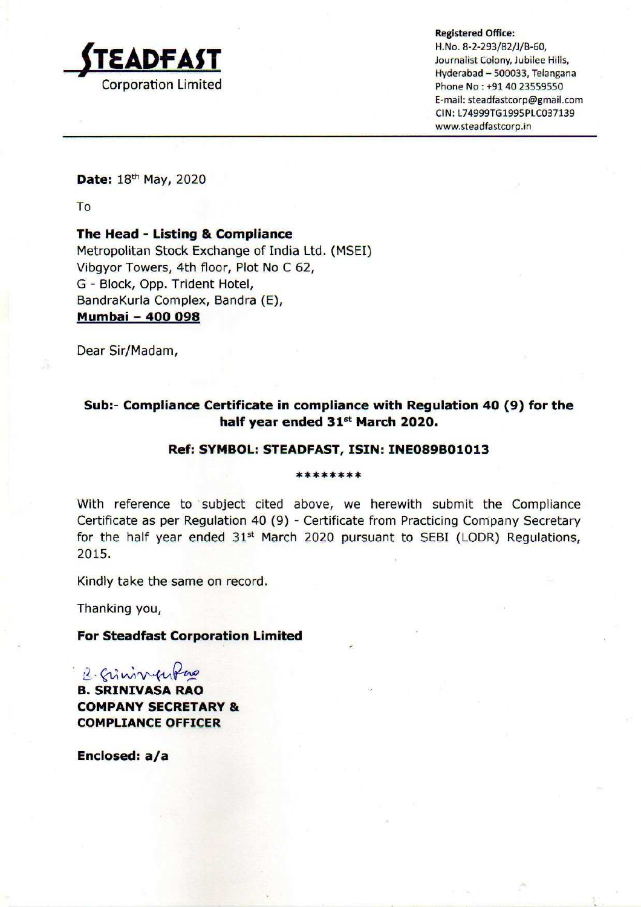**STEADFAST**
Corporation Limited

**Registered Office:**
H.No. 8-2-293/82/J/B-60,
Journalist Colony, Jubilee Hills,
Hyderabad – 500033, Telangana
Phone No : +91 40 23559550
E-mail: steadfastcorp@gmail.com
CIN: L74999TG1995PLC037139
www.steadfastcorp.in

**Date:** 18th May, 2020

To

**The Head - Listing & Compliance**
Metropolitan Stock Exchange of India Ltd. (MSEI)
Vibgyor Towers, 4th floor, Plot No C 62,
G - Block, Opp. Trident Hotel,
BandraKurla Complex, Bandra (E),
**Mumbai – 400 098**

Dear Sir/Madam,

**Sub:- Compliance Certificate in compliance with Regulation 40 (9) for the half year ended 31st March 2020.**

**Ref: SYMBOL: STEADFAST, ISIN: INE089B01013**

********

With reference to subject cited above, we herewith submit the Compliance Certificate as per Regulation 40 (9) - Certificate from Practicing Company Secretary for the half year ended 31st March 2020 pursuant to SEBI (LODR) Regulations, 2015.

Kindly take the same on record.

Thanking you,

**For Steadfast Corporation Limited**

**B. SRINIVASA RAO**
**COMPANY SECRETARY &**
**COMPLIANCE OFFICER**

**Enclosed: a/a**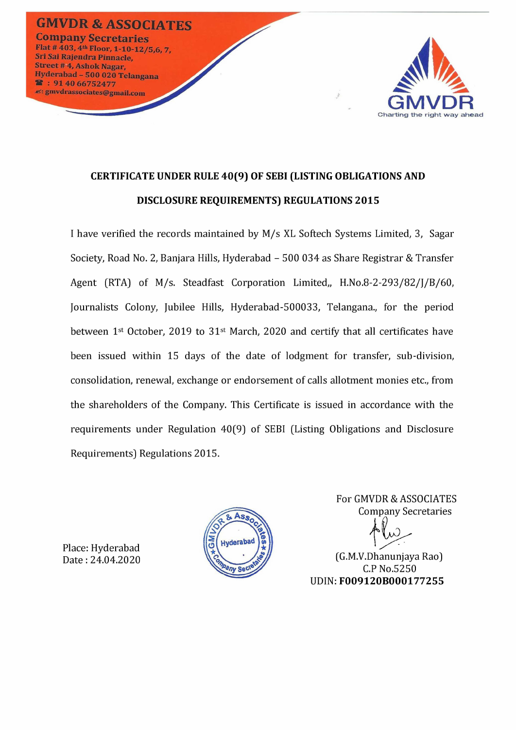GMVDR & ASSOCIATES

Company Secretaries

Flat # 403, 4th Floor, 1-10-12/5,6, 7,
Sri Sai Rajendra Pinnacle,
Street # 4, Ashok Nagar,
Hyderabad – 500 020 Telangana
☎ : 91 40 66752477
✉: gmvdrassociates@gmail.com

GMVDR
Charting the right way ahead

## CERTIFICATE UNDER RULE 40(9) OF SEBI (LISTING OBLIGATIONS AND DISCLOSURE REQUIREMENTS) REGULATIONS 2015

I have verified the records maintained by M/s XL Softech Systems Limited, 3, Sagar Society, Road No. 2, Banjara Hills, Hyderabad – 500 034 as Share Registrar & Transfer Agent (RTA) of M/s. Steadfast Corporation Limited,, H.No.8-2-293/82/J/B/60, Journalists Colony, Jubilee Hills, Hyderabad-500033, Telangana., for the period between 1st October, 2019 to 31st March, 2020 and certify that all certificates have been issued within 15 days of the date of lodgment for transfer, sub-division, consolidation, renewal, exchange or endorsement of calls allotment monies etc., from the shareholders of the Company. This Certificate is issued in accordance with the requirements under Regulation 40(9) of SEBI (Listing Obligations and Disclosure Requirements) Regulations 2015.

For GMVDR & ASSOCIATES
Company Secretaries

(G.M.V.Dhanunjaya Rao)
C.P No.5250
UDIN: **F009120B000177255**

Place: Hyderabad
Date : 24.04.2020